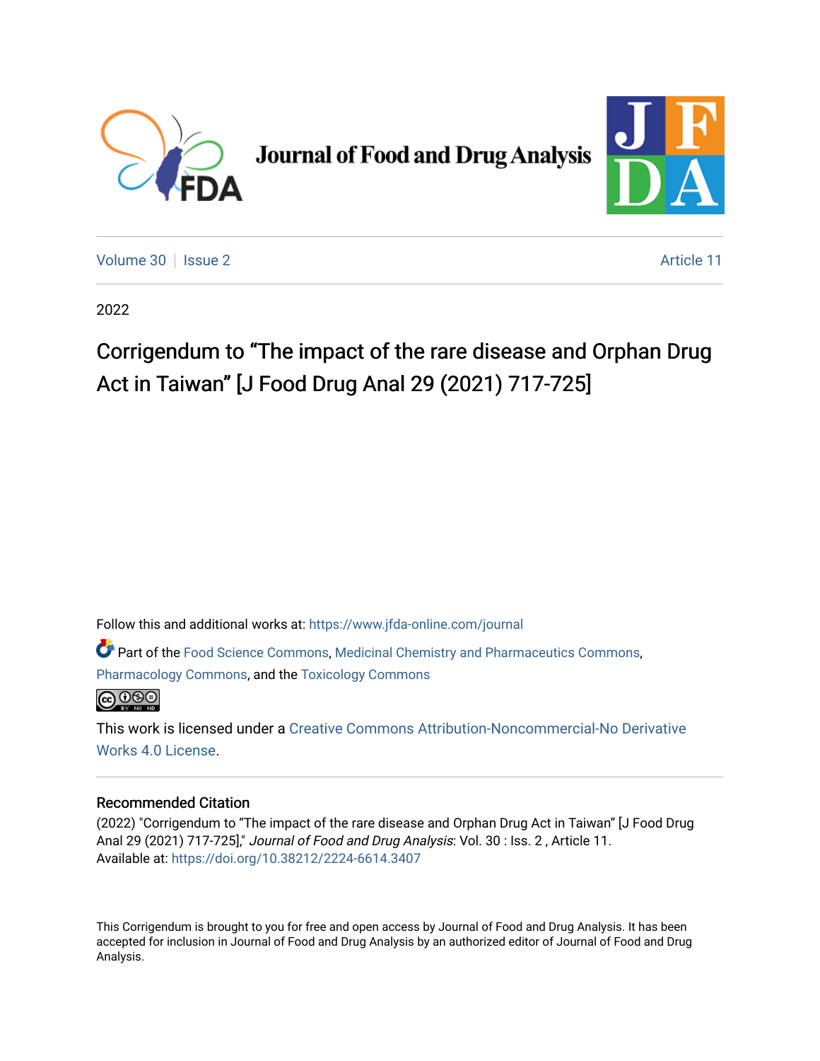Journal of Food and Drug Analysis

Volume 30 | Issue 2 | Article 11

2022

# Corrigendum to “The impact of the rare disease and Orphan Drug Act in Taiwan” [J Food Drug Anal 29 (2021) 717-725]

Follow this and additional works at: https://www.jfda-online.com/journal

Part of the Food Science Commons, Medicinal Chemistry and Pharmaceutics Commons, Pharmacology Commons, and the Toxicology Commons

This work is licensed under a Creative Commons Attribution-Noncommercial-No Derivative Works 4.0 License.

## Recommended Citation

(2022) "Corrigendum to “The impact of the rare disease and Orphan Drug Act in Taiwan” [J Food Drug Anal 29 (2021) 717-725]," *Journal of Food and Drug Analysis*: Vol. 30 : Iss. 2 , Article 11.
Available at: https://doi.org/10.38212/2224-6614.3407

This Corrigendum is brought to you for free and open access by Journal of Food and Drug Analysis. It has been accepted for inclusion in Journal of Food and Drug Analysis by an authorized editor of Journal of Food and Drug Analysis.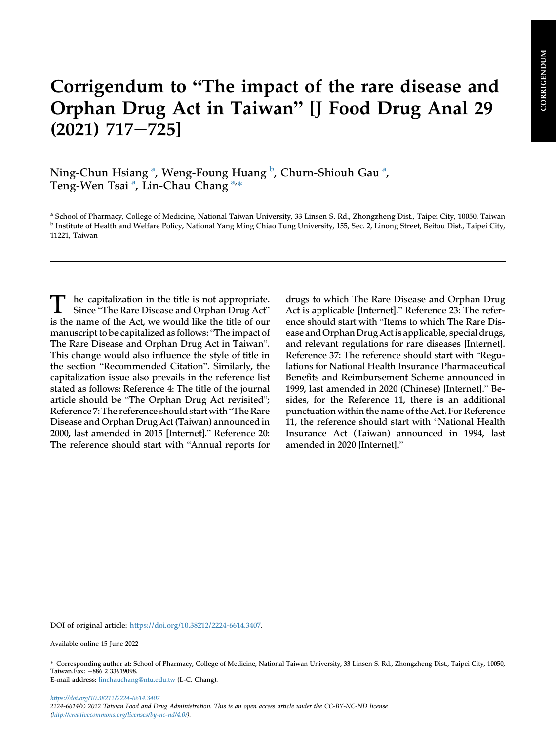# Corrigendum to "The impact of the rare disease and Orphan Drug Act in Taiwan" [J Food Drug Anal 29 (2021) 717−725]

Ning-Chun Hsiang [a], Weng-Foung Huang [b], Churn-Shiouh Gau [a], Teng-Wen Tsai [a], Lin-Chau Chang [a,*]

[a] School of Pharmacy, College of Medicine, National Taiwan University, 33 Linsen S. Rd., Zhongzheng Dist., Taipei City, 10050, Taiwan
[b] Institute of Health and Welfare Policy, National Yang Ming Chiao Tung University, 155, Sec. 2, Linong Street, Beitou Dist., Taipei City, 11221, Taiwan

---

The capitalization in the title is not appropriate. Since "The Rare Disease and Orphan Drug Act" is the name of the Act, we would like the title of our manuscript to be capitalized as follows: "The impact of The Rare Disease and Orphan Drug Act in Taiwan". This change would also influence the style of title in the section "Recommended Citation". Similarly, the capitalization issue also prevails in the reference list stated as follows: Reference 4: The title of the journal article should be "The Orphan Drug Act revisited"; Reference 7: The reference should start with "The Rare Disease and Orphan Drug Act (Taiwan) announced in 2000, last amended in 2015 [Internet]." Reference 20: The reference should start with "Annual reports for drugs to which The Rare Disease and Orphan Drug Act is applicable [Internet]." Reference 23: The reference should start with "Items to which The Rare Disease and Orphan Drug Act is applicable, special drugs, and relevant regulations for rare diseases [Internet]. Reference 37: The reference should start with "Regulations for National Health Insurance Pharmaceutical Benefits and Reimbursement Scheme announced in 1999, last amended in 2020 (Chinese) [Internet]." Besides, for the Reference 11, there is an additional punctuation within the name of the Act. For Reference 11, the reference should start with "National Health Insurance Act (Taiwan) announced in 1994, last amended in 2020 [Internet]."

---

DOI of original article: https://doi.org/10.38212/2224-6614.3407.

Available online 15 June 2022

\* Corresponding author at: School of Pharmacy, College of Medicine, National Taiwan University, 33 Linsen S. Rd., Zhongzheng Dist., Taipei City, 10050, Taiwan.Fax: +886 2 33919098.
E-mail address: linchauchang@ntu.edu.tw (L-C. Chang).

https://doi.org/10.38212/2224-6614.3407
2224-6614/© 2022 Taiwan Food and Drug Administration. This is an open access article under the CC-BY-NC-ND license (http://creativecommons.org/licenses/by-nc-nd/4.0/).